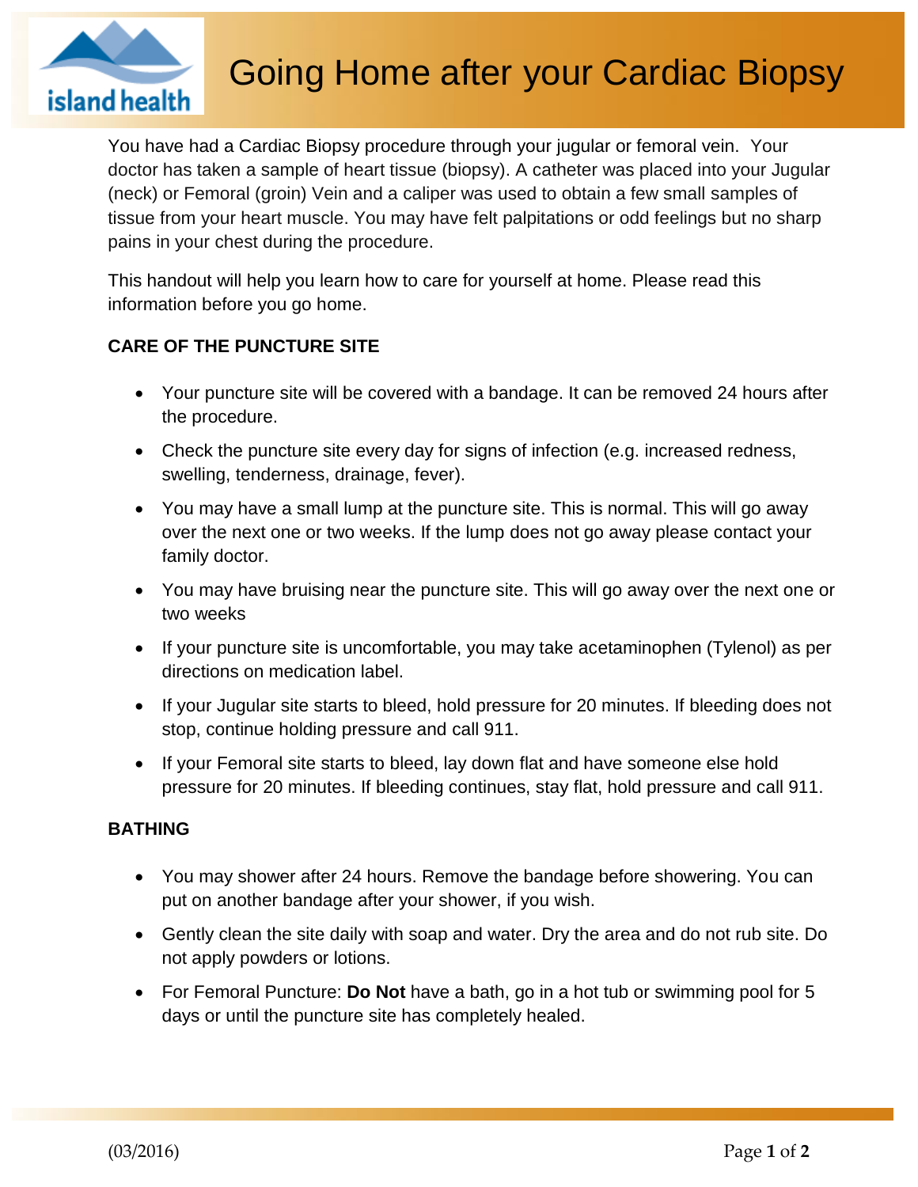# Going Home after your Cardiac Biopsy

You have had a Cardiac Biopsy procedure through your jugular or femoral vein. Your doctor has taken a sample of heart tissue (biopsy). A catheter was placed into your Jugular (neck) or Femoral (groin) Vein and a caliper was used to obtain a few small samples of tissue from your heart muscle. You may have felt palpitations or odd feelings but no sharp pains in your chest during the procedure.

This handout will help you learn how to care for yourself at home. Please read this information before you go home.

## CARE OF THE PUNCTURE SITE

- Your puncture site will be covered with a bandage. It can be removed 24 hours after the procedure.
- Check the puncture site every day for signs of infection (e.g. increased redness, swelling, tenderness, drainage, fever).
- You may have a small lump at the puncture site. This is normal. This will go away over the next one or two weeks. If the lump does not go away please contact your family doctor.
- You may have bruising near the puncture site. This will go away over the next one or two weeks
- If your puncture site is uncomfortable, you may take acetaminophen (Tylenol) as per directions on medication label.
- If your Jugular site starts to bleed, hold pressure for 20 minutes. If bleeding does not stop, continue holding pressure and call 911.
- If your Femoral site starts to bleed, lay down flat and have someone else hold pressure for 20 minutes. If bleeding continues, stay flat, hold pressure and call 911.

## BATHING

- You may shower after 24 hours. Remove the bandage before showering. You can put on another bandage after your shower, if you wish.
- Gently clean the site daily with soap and water. Dry the area and do not rub site. Do not apply powders or lotions.
- For Femoral Puncture: **Do Not** have a bath, go in a hot tub or swimming pool for 5 days or until the puncture site has completely healed.

(03/2016)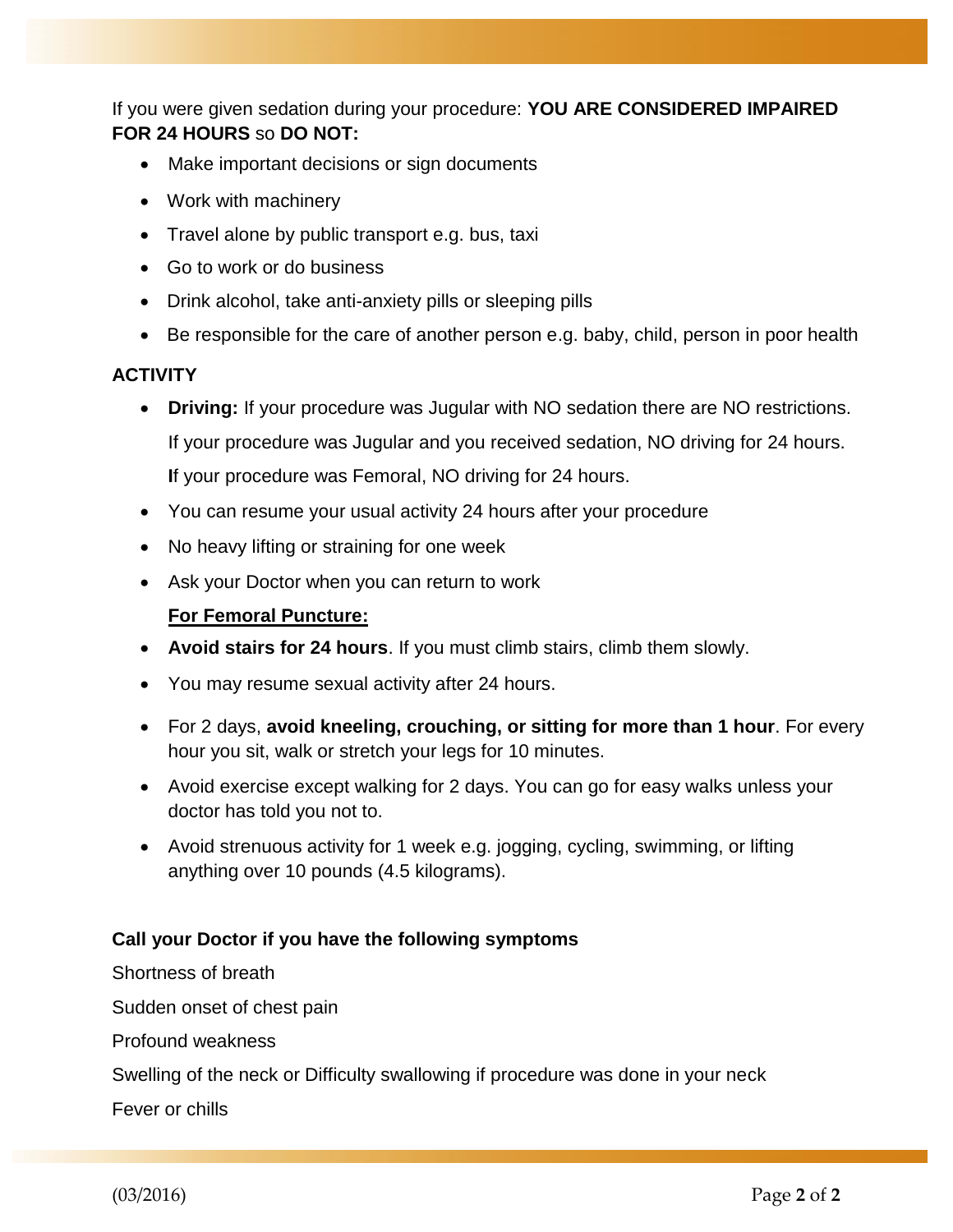If you were given sedation during your procedure: **YOU ARE CONSIDERED IMPAIRED FOR 24 HOURS** so **DO NOT:**

- Make important decisions or sign documents
- Work with machinery
- Travel alone by public transport e.g. bus, taxi
- Go to work or do business
- Drink alcohol, take anti-anxiety pills or sleeping pills
- Be responsible for the care of another person e.g. baby, child, person in poor health

**ACTIVITY**

- **Driving:** If your procedure was Jugular with NO sedation there are NO restrictions.

  If your procedure was Jugular and you received sedation, NO driving for 24 hours.

  **I**f your procedure was Femoral, NO driving for 24 hours.
- You can resume your usual activity 24 hours after your procedure
- No heavy lifting or straining for one week
- Ask your Doctor when you can return to work

  **For Femoral Puncture:**
- **Avoid stairs for 24 hours**. If you must climb stairs, climb them slowly.
- You may resume sexual activity after 24 hours.
- For 2 days, **avoid kneeling, crouching, or sitting for more than 1 hour**. For every hour you sit, walk or stretch your legs for 10 minutes.
- Avoid exercise except walking for 2 days. You can go for easy walks unless your doctor has told you not to.
- Avoid strenuous activity for 1 week e.g. jogging, cycling, swimming, or lifting anything over 10 pounds (4.5 kilograms).

**Call your Doctor if you have the following symptoms**

Shortness of breath

Sudden onset of chest pain

Profound weakness

Swelling of the neck or Difficulty swallowing if procedure was done in your neck

Fever or chills

(03/2016)